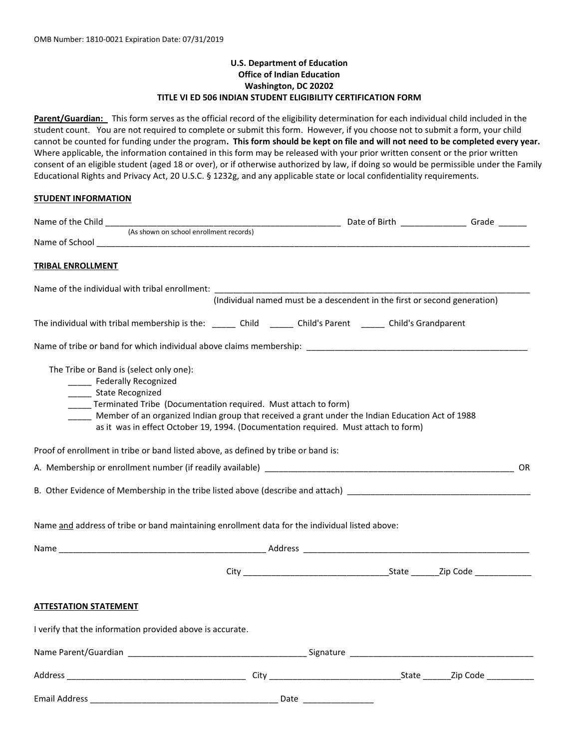OMB Number: 1810-0021 Expiration Date: 07/31/2019

**U.S. Department of Education**
**Office of Indian Education**
**Washington, DC 20202**
**TITLE VI ED 506 INDIAN STUDENT ELIGIBILITY CERTIFICATION FORM**

**Parent/Guardian:** This form serves as the official record of the eligibility determination for each individual child included in the student count. You are not required to complete or submit this form. However, if you choose not to submit a form, your child cannot be counted for funding under the program**. This form should be kept on file and will not need to be completed every year.** Where applicable, the information contained in this form may be released with your prior written consent or the prior written consent of an eligible student (aged 18 or over), or if otherwise authorized by law, if doing so would be permissible under the Family Educational Rights and Privacy Act, 20 U.S.C. § 1232g, and any applicable state or local confidentiality requirements.

**STUDENT INFORMATION**

Name of the Child ____________________________________________________ Date of Birth ______________ Grade ______
(As shown on school enrollment records)

Name of School ________________________________________________________________________________________________

**TRIBAL ENROLLMENT**

Name of the individual with tribal enrollment: ______________________________________________________________________
(Individual named must be a descendent in the first or second generation)

The individual with tribal membership is the: _____ Child _____ Child's Parent _____ Child's Grandparent

Name of tribe or band for which individual above claims membership: _________________________________________________

The Tribe or Band is (select only one):

- _____ Federally Recognized
- _____ State Recognized
- _____ Terminated Tribe (Documentation required. Must attach to form)
- _____ Member of an organized Indian group that received a grant under the Indian Education Act of 1988 as it was in effect October 19, 1994. (Documentation required. Must attach to form)

Proof of enrollment in tribe or band listed above, as defined by tribe or band is:

A. Membership or enrollment number (if readily available) _________________________________________________________ OR

B. Other Evidence of Membership in the tribe listed above (describe and attach) ____________________________________________

Name and address of tribe or band maintaining enrollment data for the individual listed above:

Name _____________________________________________ Address __________________________________________________

City ________________________________State ______Zip Code ____________

**ATTESTATION STATEMENT**

I verify that the information provided above is accurate.

Name Parent/Guardian _______________________________________ Signature ________________________________________

Address ______________________________________ City ____________________________State ______Zip Code __________

Email Address _________________________________________ Date _______________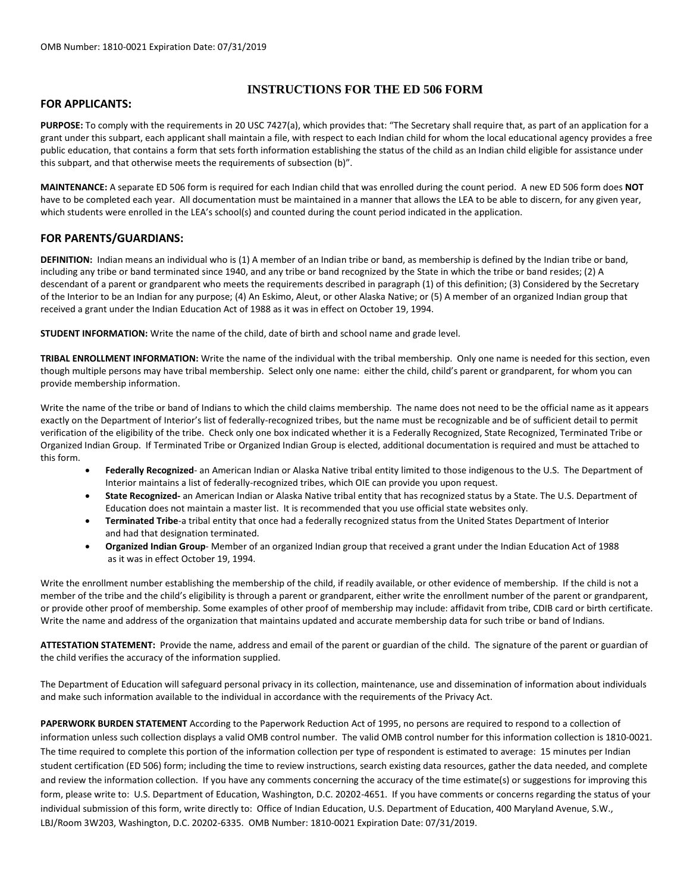OMB Number: 1810-0021 Expiration Date: 07/31/2019

# INSTRUCTIONS FOR THE ED 506 FORM

## FOR APPLICANTS:

**PURPOSE:** To comply with the requirements in 20 USC 7427(a), which provides that: "The Secretary shall require that, as part of an application for a grant under this subpart, each applicant shall maintain a file, with respect to each Indian child for whom the local educational agency provides a free public education, that contains a form that sets forth information establishing the status of the child as an Indian child eligible for assistance under this subpart, and that otherwise meets the requirements of subsection (b)".

**MAINTENANCE:** A separate ED 506 form is required for each Indian child that was enrolled during the count period. A new ED 506 form does **NOT** have to be completed each year. All documentation must be maintained in a manner that allows the LEA to be able to discern, for any given year, which students were enrolled in the LEA's school(s) and counted during the count period indicated in the application.

## FOR PARENTS/GUARDIANS:

**DEFINITION:** Indian means an individual who is (1) A member of an Indian tribe or band, as membership is defined by the Indian tribe or band, including any tribe or band terminated since 1940, and any tribe or band recognized by the State in which the tribe or band resides; (2) A descendant of a parent or grandparent who meets the requirements described in paragraph (1) of this definition; (3) Considered by the Secretary of the Interior to be an Indian for any purpose; (4) An Eskimo, Aleut, or other Alaska Native; or (5) A member of an organized Indian group that received a grant under the Indian Education Act of 1988 as it was in effect on October 19, 1994.

**STUDENT INFORMATION:** Write the name of the child, date of birth and school name and grade level.

**TRIBAL ENROLLMENT INFORMATION:** Write the name of the individual with the tribal membership. Only one name is needed for this section, even though multiple persons may have tribal membership. Select only one name: either the child, child's parent or grandparent, for whom you can provide membership information.

Write the name of the tribe or band of Indians to which the child claims membership. The name does not need to be the official name as it appears exactly on the Department of Interior's list of federally-recognized tribes, but the name must be recognizable and be of sufficient detail to permit verification of the eligibility of the tribe. Check only one box indicated whether it is a Federally Recognized, State Recognized, Terminated Tribe or Organized Indian Group. If Terminated Tribe or Organized Indian Group is elected, additional documentation is required and must be attached to this form.

- **Federally Recognized**- an American Indian or Alaska Native tribal entity limited to those indigenous to the U.S. The Department of Interior maintains a list of federally-recognized tribes, which OIE can provide you upon request.
- **State Recognized-** an American Indian or Alaska Native tribal entity that has recognized status by a State. The U.S. Department of Education does not maintain a master list. It is recommended that you use official state websites only.
- **Terminated Tribe**-a tribal entity that once had a federally recognized status from the United States Department of Interior and had that designation terminated.
- **Organized Indian Group**- Member of an organized Indian group that received a grant under the Indian Education Act of 1988 as it was in effect October 19, 1994.

Write the enrollment number establishing the membership of the child, if readily available, or other evidence of membership. If the child is not a member of the tribe and the child's eligibility is through a parent or grandparent, either write the enrollment number of the parent or grandparent, or provide other proof of membership. Some examples of other proof of membership may include: affidavit from tribe, CDIB card or birth certificate. Write the name and address of the organization that maintains updated and accurate membership data for such tribe or band of Indians.

**ATTESTATION STATEMENT:** Provide the name, address and email of the parent or guardian of the child. The signature of the parent or guardian of the child verifies the accuracy of the information supplied.

The Department of Education will safeguard personal privacy in its collection, maintenance, use and dissemination of information about individuals and make such information available to the individual in accordance with the requirements of the Privacy Act.

**PAPERWORK BURDEN STATEMENT** According to the Paperwork Reduction Act of 1995, no persons are required to respond to a collection of information unless such collection displays a valid OMB control number. The valid OMB control number for this information collection is 1810-0021. The time required to complete this portion of the information collection per type of respondent is estimated to average: 15 minutes per Indian student certification (ED 506) form; including the time to review instructions, search existing data resources, gather the data needed, and complete and review the information collection. If you have any comments concerning the accuracy of the time estimate(s) or suggestions for improving this form, please write to: U.S. Department of Education, Washington, D.C. 20202-4651. If you have comments or concerns regarding the status of your individual submission of this form, write directly to: Office of Indian Education, U.S. Department of Education, 400 Maryland Avenue, S.W., LBJ/Room 3W203, Washington, D.C. 20202-6335. OMB Number: 1810-0021 Expiration Date: 07/31/2019.